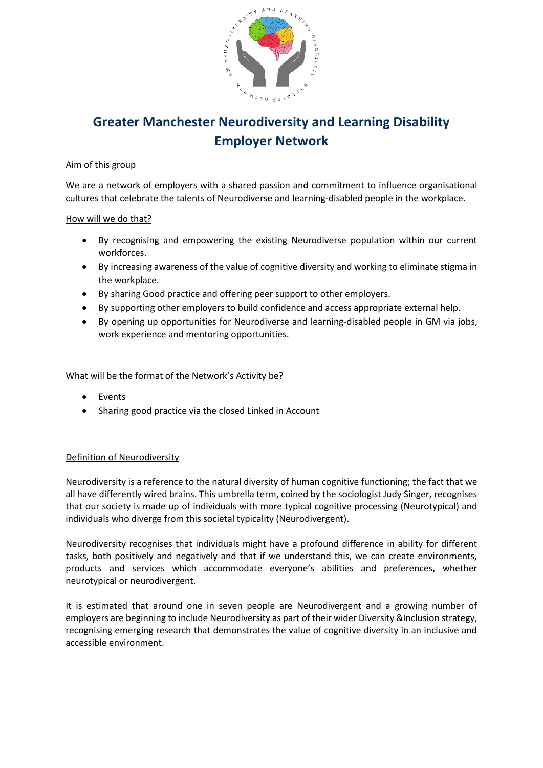# Greater Manchester Neurodiversity and Learning Disability Employer Network

<u>Aim of this group</u>

We are a network of employers with a shared passion and commitment to influence organisational cultures that celebrate the talents of Neurodiverse and learning-disabled people in the workplace.

<u>How will we do that?</u>

- By recognising and empowering the existing Neurodiverse population within our current workforces.
- By increasing awareness of the value of cognitive diversity and working to eliminate stigma in the workplace.
- By sharing Good practice and offering peer support to other employers.
- By supporting other employers to build confidence and access appropriate external help.
- By opening up opportunities for Neurodiverse and learning-disabled people in GM via jobs, work experience and mentoring opportunities.

<u>What will be the format of the Network's Activity be?</u>

- Events
- Sharing good practice via the closed Linked in Account

<u>Definition of Neurodiversity</u>

Neurodiversity is a reference to the natural diversity of human cognitive functioning; the fact that we all have differently wired brains. This umbrella term, coined by the sociologist Judy Singer, recognises that our society is made up of individuals with more typical cognitive processing (Neurotypical) and individuals who diverge from this societal typicality (Neurodivergent).

Neurodiversity recognises that individuals might have a profound difference in ability for different tasks, both positively and negatively and that if we understand this, we can create environments, products and services which accommodate everyone's abilities and preferences, whether neurotypical or neurodivergent.

It is estimated that around one in seven people are Neurodivergent and a growing number of employers are beginning to include Neurodiversity as part of their wider Diversity &Inclusion strategy, recognising emerging research that demonstrates the value of cognitive diversity in an inclusive and accessible environment.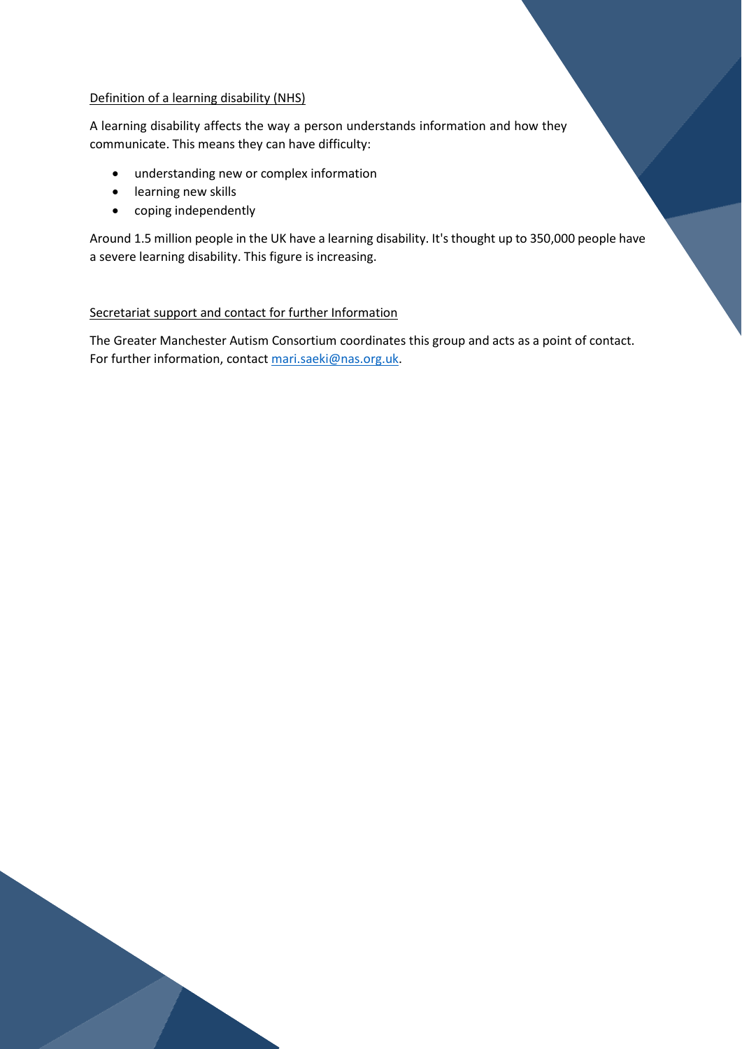Definition of a learning disability (NHS)

A learning disability affects the way a person understands information and how they communicate. This means they can have difficulty:

- understanding new or complex information
- learning new skills
- coping independently

Around 1.5 million people in the UK have a learning disability. It's thought up to 350,000 people have a severe learning disability. This figure is increasing.

Secretariat support and contact for further Information

The Greater Manchester Autism Consortium coordinates this group and acts as a point of contact. For further information, contact mari.saeki@nas.org.uk.